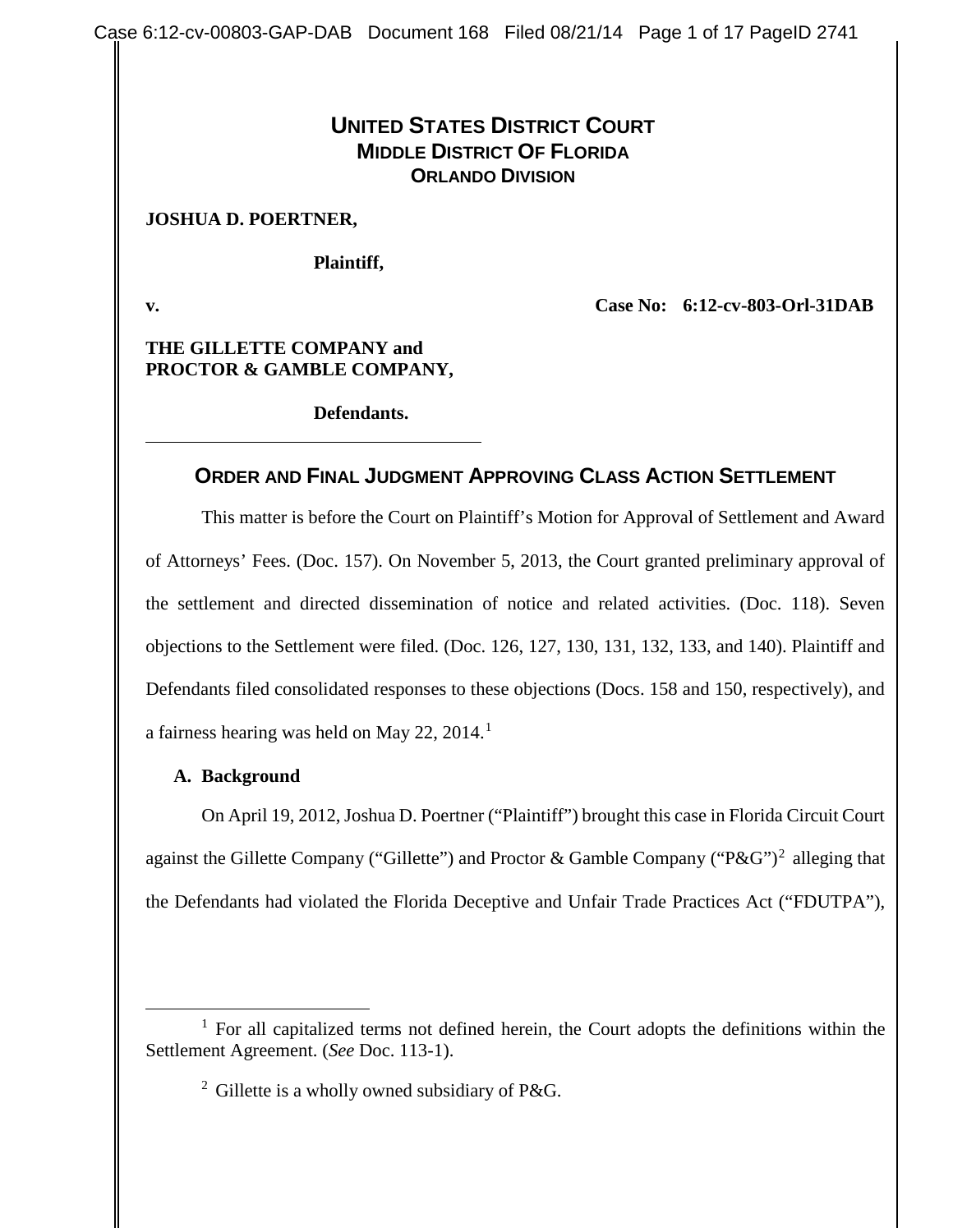# UNITED STATES DISTRICT COURT
## MIDDLE DISTRICT OF FLORIDA
### ORLANDO DIVISION

**JOSHUA D. POERTNER,**

**Plaintiff,**

**v.** **Case No: 6:12-cv-803-Orl-31DAB**

**THE GILLETTE COMPANY and PROCTOR & GAMBLE COMPANY,**

**Defendants.**

---

## ORDER AND FINAL JUDGMENT APPROVING CLASS ACTION SETTLEMENT

This matter is before the Court on Plaintiff's Motion for Approval of Settlement and Award of Attorneys' Fees. (Doc. 157). On November 5, 2013, the Court granted preliminary approval of the settlement and directed dissemination of notice and related activities. (Doc. 118). Seven objections to the Settlement were filed. (Doc. 126, 127, 130, 131, 132, 133, and 140). Plaintiff and Defendants filed consolidated responses to these objections (Docs. 158 and 150, respectively), and a fairness hearing was held on May 22, 2014.[1]

### A. Background

On April 19, 2012, Joshua D. Poertner ("Plaintiff") brought this case in Florida Circuit Court against the Gillette Company ("Gillette") and Proctor & Gamble Company ("P&G")[2] alleging that the Defendants had violated the Florida Deceptive and Unfair Trade Practices Act ("FDUTPA"),

---

[1] For all capitalized terms not defined herein, the Court adopts the definitions within the Settlement Agreement. (*See* Doc. 113-1).

[2] Gillette is a wholly owned subsidiary of P&G.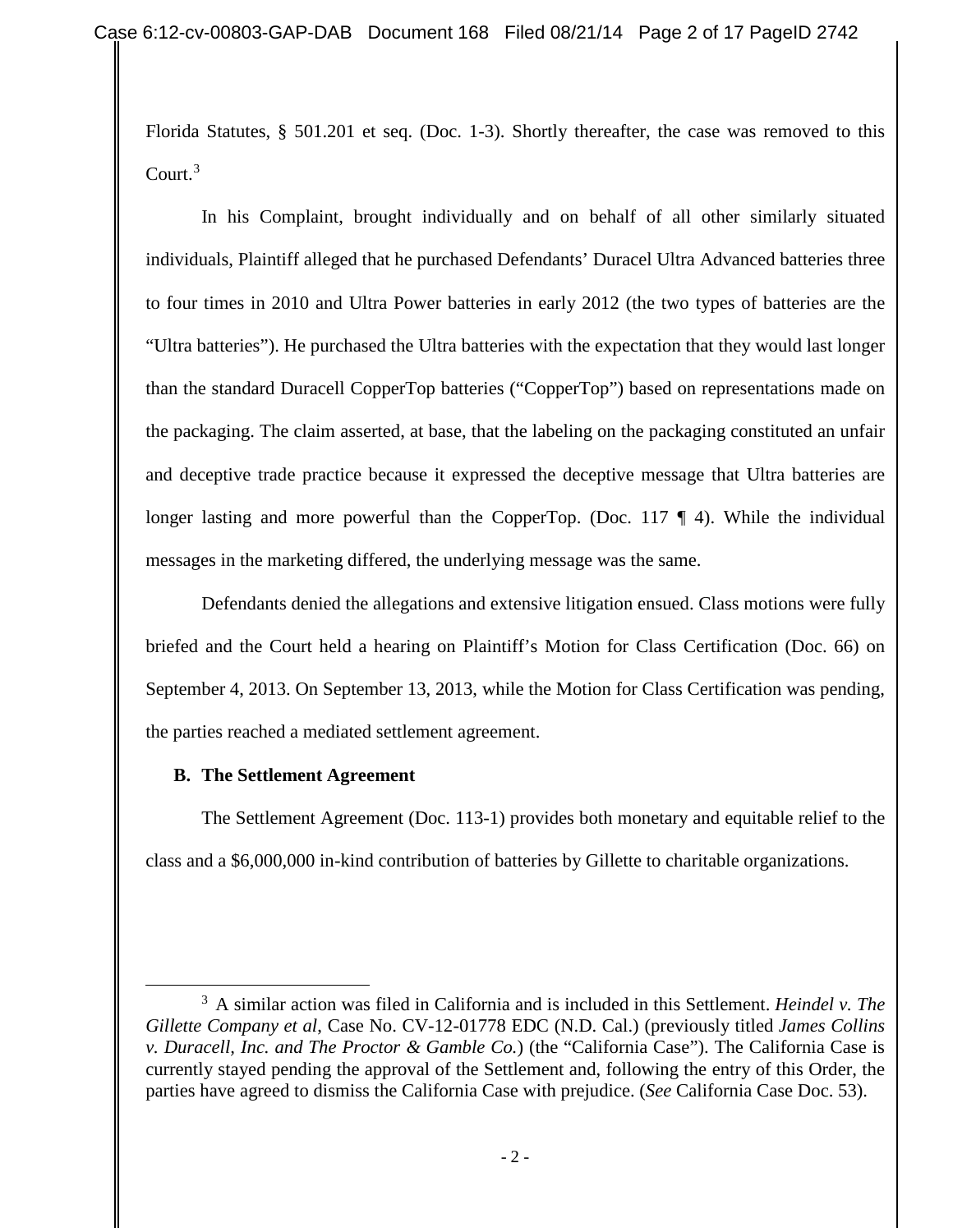Florida Statutes, § 501.201 et seq. (Doc. 1-3). Shortly thereafter, the case was removed to this Court.[3]

In his Complaint, brought individually and on behalf of all other similarly situated individuals, Plaintiff alleged that he purchased Defendants' Duracel Ultra Advanced batteries three to four times in 2010 and Ultra Power batteries in early 2012 (the two types of batteries are the "Ultra batteries"). He purchased the Ultra batteries with the expectation that they would last longer than the standard Duracell CopperTop batteries ("CopperTop") based on representations made on the packaging. The claim asserted, at base, that the labeling on the packaging constituted an unfair and deceptive trade practice because it expressed the deceptive message that Ultra batteries are longer lasting and more powerful than the CopperTop. (Doc. 117 ¶ 4). While the individual messages in the marketing differed, the underlying message was the same.

Defendants denied the allegations and extensive litigation ensued. Class motions were fully briefed and the Court held a hearing on Plaintiff's Motion for Class Certification (Doc. 66) on September 4, 2013. On September 13, 2013, while the Motion for Class Certification was pending, the parties reached a mediated settlement agreement.

**B. The Settlement Agreement**

The Settlement Agreement (Doc. 113-1) provides both monetary and equitable relief to the class and a $6,000,000 in-kind contribution of batteries by Gillette to charitable organizations.

[3] A similar action was filed in California and is included in this Settlement. *Heindel v. The Gillette Company et al*, Case No. CV-12-01778 EDC (N.D. Cal.) (previously titled *James Collins v. Duracell, Inc. and The Proctor & Gamble Co.*) (the "California Case"). The California Case is currently stayed pending the approval of the Settlement and, following the entry of this Order, the parties have agreed to dismiss the California Case with prejudice. (*See* California Case Doc. 53).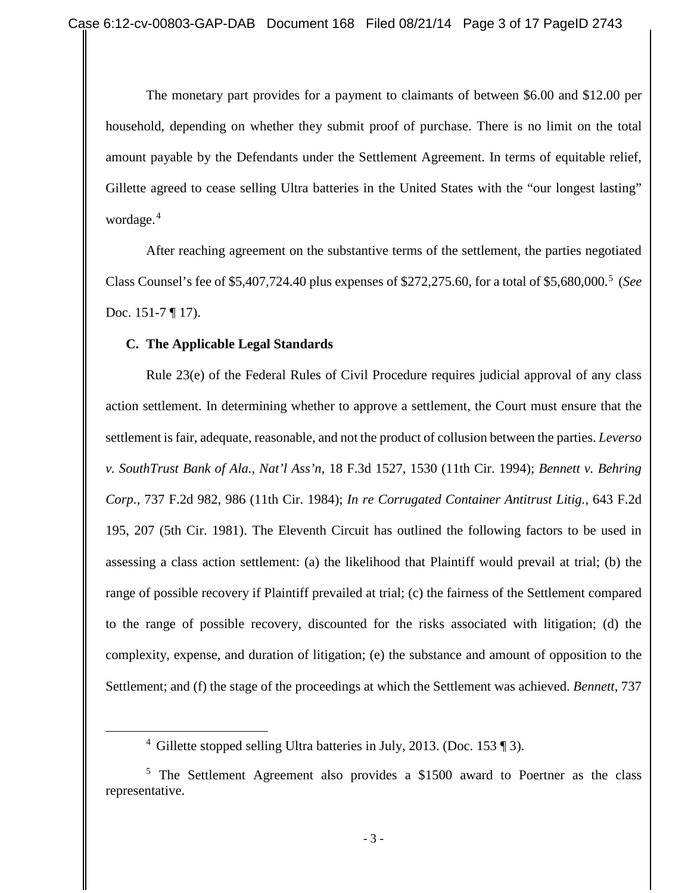The monetary part provides for a payment to claimants of between $6.00 and $12.00 per household, depending on whether they submit proof of purchase. There is no limit on the total amount payable by the Defendants under the Settlement Agreement. In terms of equitable relief, Gillette agreed to cease selling Ultra batteries in the United States with the "our longest lasting" wordage.[4]

After reaching agreement on the substantive terms of the settlement, the parties negotiated Class Counsel's fee of $5,407,724.40 plus expenses of $272,275.60, for a total of $5,680,000.[5] (*See* Doc. 151-7 ¶ 17).

### C. The Applicable Legal Standards

Rule 23(e) of the Federal Rules of Civil Procedure requires judicial approval of any class action settlement. In determining whether to approve a settlement, the Court must ensure that the settlement is fair, adequate, reasonable, and not the product of collusion between the parties. *Leverso v. SouthTrust Bank of Ala., Nat'l Ass'n*, 18 F.3d 1527, 1530 (11th Cir. 1994); *Bennett v. Behring Corp.*, 737 F.2d 982, 986 (11th Cir. 1984); *In re Corrugated Container Antitrust Litig.*, 643 F.2d 195, 207 (5th Cir. 1981). The Eleventh Circuit has outlined the following factors to be used in assessing a class action settlement: (a) the likelihood that Plaintiff would prevail at trial; (b) the range of possible recovery if Plaintiff prevailed at trial; (c) the fairness of the Settlement compared to the range of possible recovery, discounted for the risks associated with litigation; (d) the complexity, expense, and duration of litigation; (e) the substance and amount of opposition to the Settlement; and (f) the stage of the proceedings at which the Settlement was achieved. *Bennett*, 737

---

[4] Gillette stopped selling Ultra batteries in July, 2013. (Doc. 153 ¶ 3).

[5] The Settlement Agreement also provides a $1500 award to Poertner as the class representative.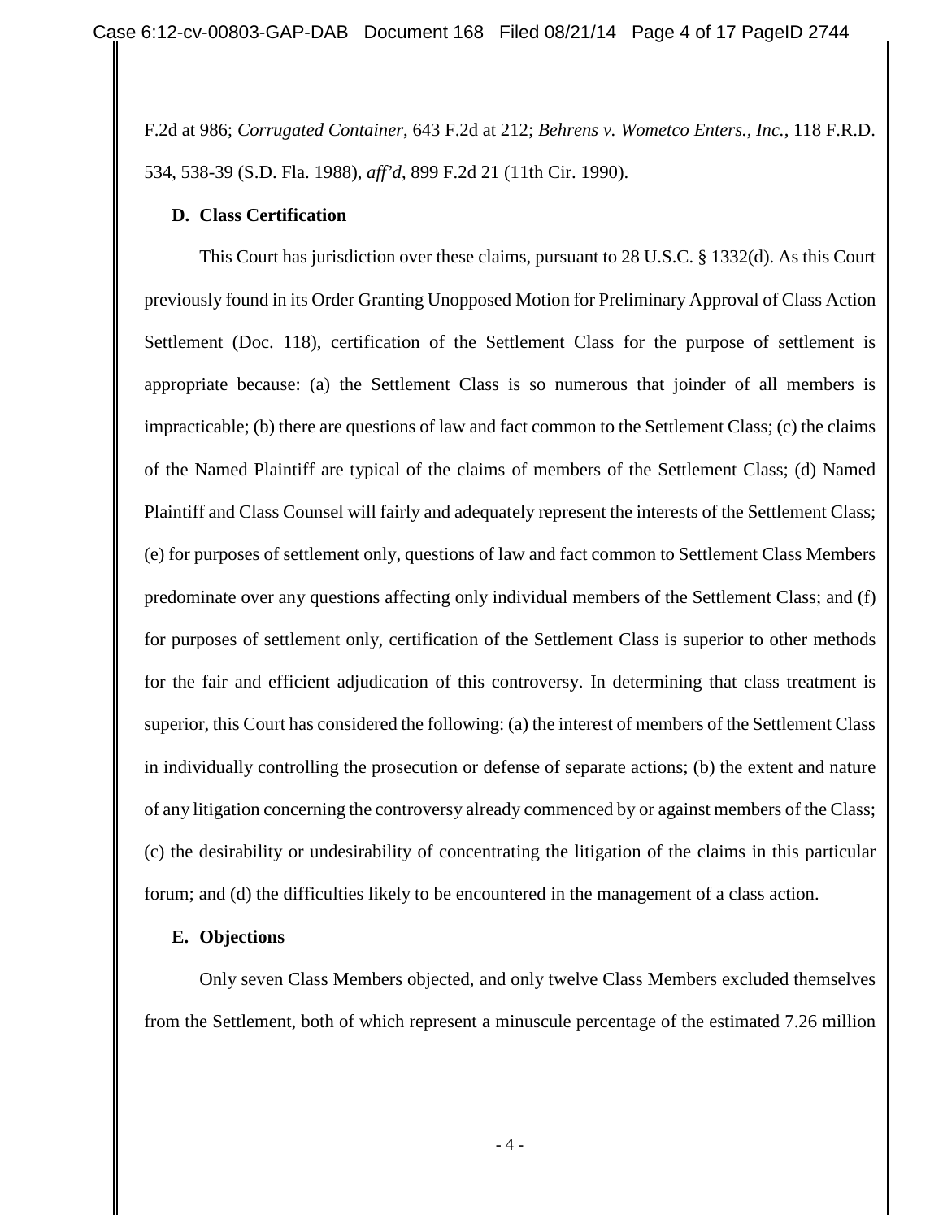F.2d at 986; *Corrugated Container*, 643 F.2d at 212; *Behrens v. Wometco Enters., Inc.*, 118 F.R.D. 534, 538-39 (S.D. Fla. 1988), *aff'd*, 899 F.2d 21 (11th Cir. 1990).

### D. Class Certification

This Court has jurisdiction over these claims, pursuant to 28 U.S.C. § 1332(d). As this Court previously found in its Order Granting Unopposed Motion for Preliminary Approval of Class Action Settlement (Doc. 118), certification of the Settlement Class for the purpose of settlement is appropriate because: (a) the Settlement Class is so numerous that joinder of all members is impracticable; (b) there are questions of law and fact common to the Settlement Class; (c) the claims of the Named Plaintiff are typical of the claims of members of the Settlement Class; (d) Named Plaintiff and Class Counsel will fairly and adequately represent the interests of the Settlement Class; (e) for purposes of settlement only, questions of law and fact common to Settlement Class Members predominate over any questions affecting only individual members of the Settlement Class; and (f) for purposes of settlement only, certification of the Settlement Class is superior to other methods for the fair and efficient adjudication of this controversy. In determining that class treatment is superior, this Court has considered the following: (a) the interest of members of the Settlement Class in individually controlling the prosecution or defense of separate actions; (b) the extent and nature of any litigation concerning the controversy already commenced by or against members of the Class; (c) the desirability or undesirability of concentrating the litigation of the claims in this particular forum; and (d) the difficulties likely to be encountered in the management of a class action.

### E. Objections

Only seven Class Members objected, and only twelve Class Members excluded themselves from the Settlement, both of which represent a minuscule percentage of the estimated 7.26 million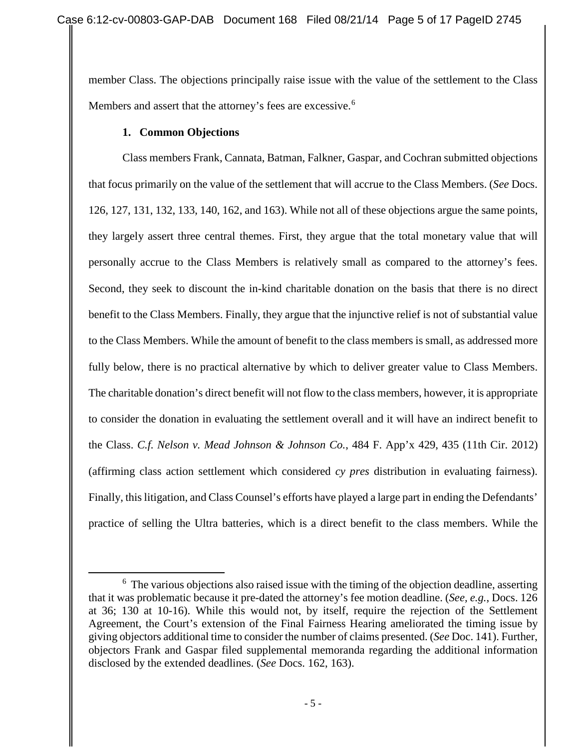member Class. The objections principally raise issue with the value of the settlement to the Class Members and assert that the attorney's fees are excessive.[6]

**1. Common Objections**

Class members Frank, Cannata, Batman, Falkner, Gaspar, and Cochran submitted objections that focus primarily on the value of the settlement that will accrue to the Class Members. (*See* Docs. 126, 127, 131, 132, 133, 140, 162, and 163). While not all of these objections argue the same points, they largely assert three central themes. First, they argue that the total monetary value that will personally accrue to the Class Members is relatively small as compared to the attorney's fees. Second, they seek to discount the in-kind charitable donation on the basis that there is no direct benefit to the Class Members. Finally, they argue that the injunctive relief is not of substantial value to the Class Members. While the amount of benefit to the class members is small, as addressed more fully below, there is no practical alternative by which to deliver greater value to Class Members. The charitable donation's direct benefit will not flow to the class members, however, it is appropriate to consider the donation in evaluating the settlement overall and it will have an indirect benefit to the Class. *C.f. Nelson v. Mead Johnson & Johnson Co.*, 484 F. App'x 429, 435 (11th Cir. 2012) (affirming class action settlement which considered *cy pres* distribution in evaluating fairness). Finally, this litigation, and Class Counsel's efforts have played a large part in ending the Defendants' practice of selling the Ultra batteries, which is a direct benefit to the class members. While the

[6] The various objections also raised issue with the timing of the objection deadline, asserting that it was problematic because it pre-dated the attorney's fee motion deadline. (*See, e.g.*, Docs. 126 at 36; 130 at 10-16). While this would not, by itself, require the rejection of the Settlement Agreement, the Court's extension of the Final Fairness Hearing ameliorated the timing issue by giving objectors additional time to consider the number of claims presented. (*See* Doc. 141). Further, objectors Frank and Gaspar filed supplemental memoranda regarding the additional information disclosed by the extended deadlines. (*See* Docs. 162, 163).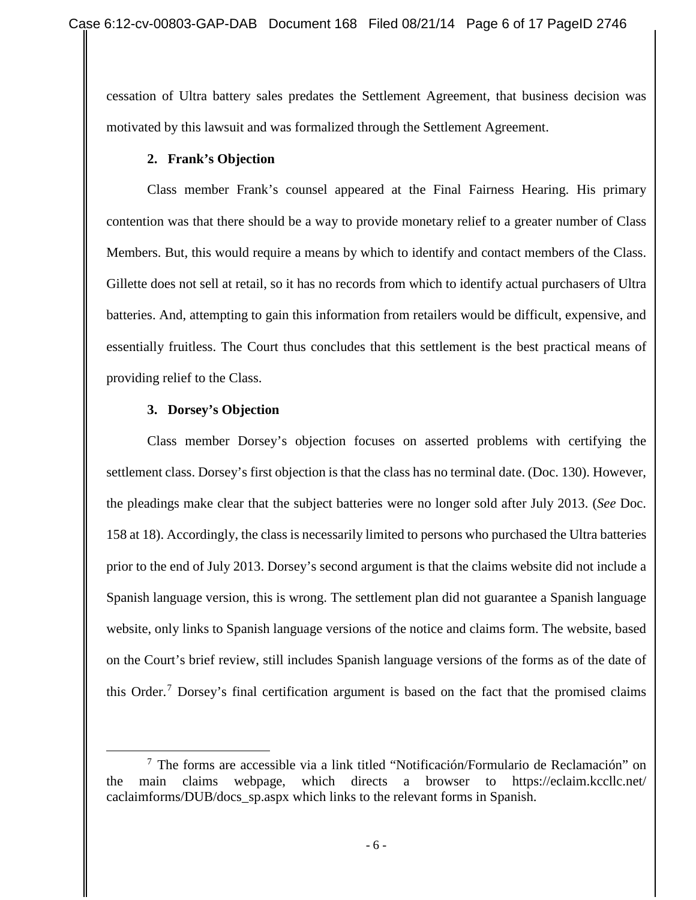cessation of Ultra battery sales predates the Settlement Agreement, that business decision was motivated by this lawsuit and was formalized through the Settlement Agreement.

**2. Frank's Objection**

Class member Frank's counsel appeared at the Final Fairness Hearing. His primary contention was that there should be a way to provide monetary relief to a greater number of Class Members. But, this would require a means by which to identify and contact members of the Class. Gillette does not sell at retail, so it has no records from which to identify actual purchasers of Ultra batteries. And, attempting to gain this information from retailers would be difficult, expensive, and essentially fruitless. The Court thus concludes that this settlement is the best practical means of providing relief to the Class.

**3. Dorsey's Objection**

Class member Dorsey's objection focuses on asserted problems with certifying the settlement class. Dorsey's first objection is that the class has no terminal date. (Doc. 130). However, the pleadings make clear that the subject batteries were no longer sold after July 2013. (*See* Doc. 158 at 18). Accordingly, the class is necessarily limited to persons who purchased the Ultra batteries prior to the end of July 2013. Dorsey's second argument is that the claims website did not include a Spanish language version, this is wrong. The settlement plan did not guarantee a Spanish language website, only links to Spanish language versions of the notice and claims form. The website, based on the Court's brief review, still includes Spanish language versions of the forms as of the date of this Order.[7] Dorsey's final certification argument is based on the fact that the promised claims

[7] The forms are accessible via a link titled "Notificación/Formulario de Reclamación" on the main claims webpage, which directs a browser to https://eclaim.kccllc.net/caclaimforms/DUB/docs_sp.aspx which links to the relevant forms in Spanish.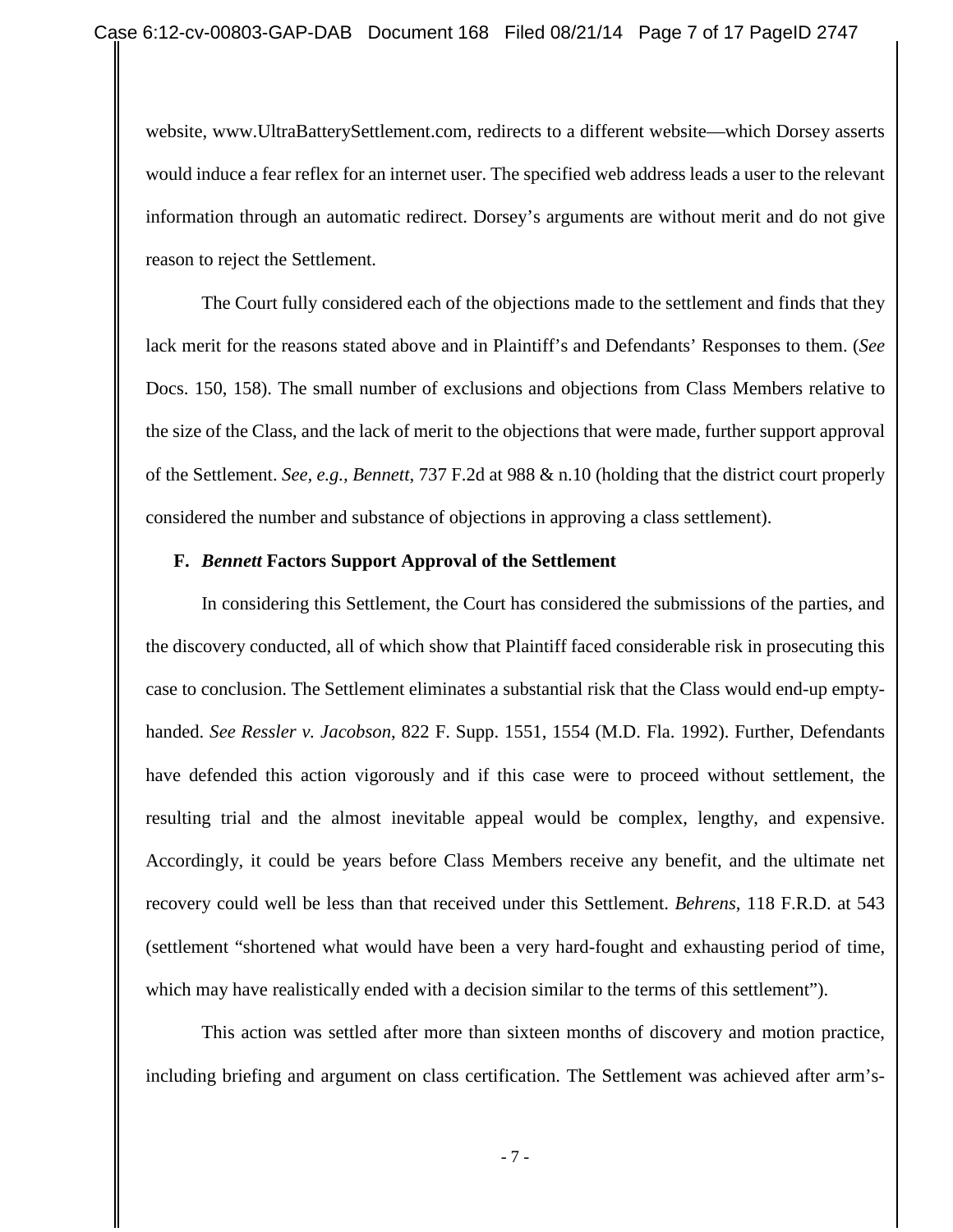website, www.UltraBatterySettlement.com, redirects to a different website—which Dorsey asserts would induce a fear reflex for an internet user. The specified web address leads a user to the relevant information through an automatic redirect. Dorsey's arguments are without merit and do not give reason to reject the Settlement.

The Court fully considered each of the objections made to the settlement and finds that they lack merit for the reasons stated above and in Plaintiff's and Defendants' Responses to them. (*See* Docs. 150, 158). The small number of exclusions and objections from Class Members relative to the size of the Class, and the lack of merit to the objections that were made, further support approval of the Settlement. *See, e.g., Bennett*, 737 F.2d at 988 & n.10 (holding that the district court properly considered the number and substance of objections in approving a class settlement).

**F.** ***Bennett*** **Factors Support Approval of the Settlement**

In considering this Settlement, the Court has considered the submissions of the parties, and the discovery conducted, all of which show that Plaintiff faced considerable risk in prosecuting this case to conclusion. The Settlement eliminates a substantial risk that the Class would end-up empty-handed. *See Ressler v. Jacobson*, 822 F. Supp. 1551, 1554 (M.D. Fla. 1992). Further, Defendants have defended this action vigorously and if this case were to proceed without settlement, the resulting trial and the almost inevitable appeal would be complex, lengthy, and expensive. Accordingly, it could be years before Class Members receive any benefit, and the ultimate net recovery could well be less than that received under this Settlement. *Behrens*, 118 F.R.D. at 543 (settlement "shortened what would have been a very hard-fought and exhausting period of time, which may have realistically ended with a decision similar to the terms of this settlement").

This action was settled after more than sixteen months of discovery and motion practice, including briefing and argument on class certification. The Settlement was achieved after arm's-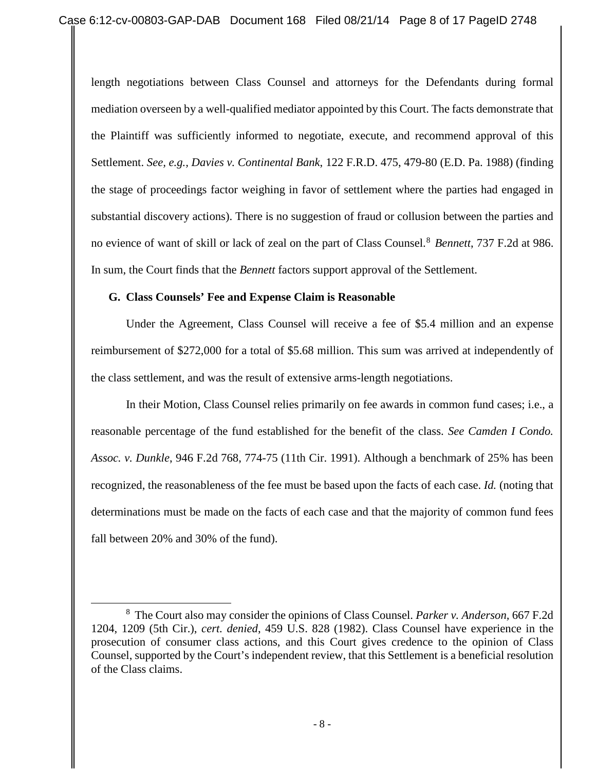length negotiations between Class Counsel and attorneys for the Defendants during formal mediation overseen by a well-qualified mediator appointed by this Court. The facts demonstrate that the Plaintiff was sufficiently informed to negotiate, execute, and recommend approval of this Settlement. *See, e.g., Davies v. Continental Bank*, 122 F.R.D. 475, 479-80 (E.D. Pa. 1988) (finding the stage of proceedings factor weighing in favor of settlement where the parties had engaged in substantial discovery actions). There is no suggestion of fraud or collusion between the parties and no evience of want of skill or lack of zeal on the part of Class Counsel.[8] *Bennett*, 737 F.2d at 986. In sum, the Court finds that the *Bennett* factors support approval of the Settlement.

**G. Class Counsels' Fee and Expense Claim is Reasonable**

Under the Agreement, Class Counsel will receive a fee of $5.4 million and an expense reimbursement of $272,000 for a total of $5.68 million. This sum was arrived at independently of the class settlement, and was the result of extensive arms-length negotiations.

In their Motion, Class Counsel relies primarily on fee awards in common fund cases; i.e., a reasonable percentage of the fund established for the benefit of the class. *See Camden I Condo. Assoc. v. Dunkle*, 946 F.2d 768, 774-75 (11th Cir. 1991). Although a benchmark of 25% has been recognized, the reasonableness of the fee must be based upon the facts of each case. *Id.* (noting that determinations must be made on the facts of each case and that the majority of common fund fees fall between 20% and 30% of the fund).

[8] The Court also may consider the opinions of Class Counsel. *Parker v. Anderson*, 667 F.2d 1204, 1209 (5th Cir.), *cert. denied*, 459 U.S. 828 (1982). Class Counsel have experience in the prosecution of consumer class actions, and this Court gives credence to the opinion of Class Counsel, supported by the Court's independent review, that this Settlement is a beneficial resolution of the Class claims.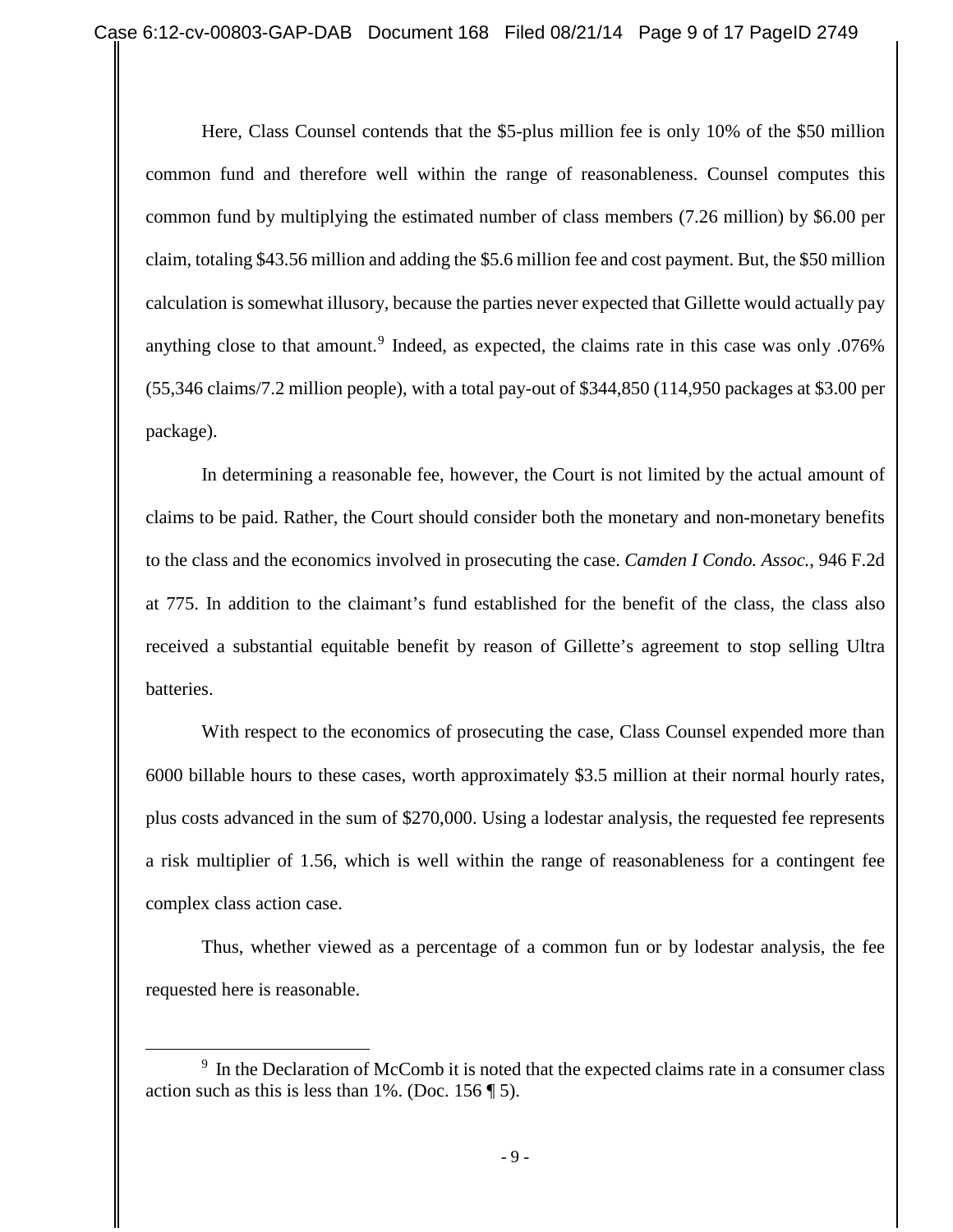Here, Class Counsel contends that the $5-plus million fee is only 10% of the $50 million common fund and therefore well within the range of reasonableness. Counsel computes this common fund by multiplying the estimated number of class members (7.26 million) by $6.00 per claim, totaling $43.56 million and adding the $5.6 million fee and cost payment. But, the $50 million calculation is somewhat illusory, because the parties never expected that Gillette would actually pay anything close to that amount.[9] Indeed, as expected, the claims rate in this case was only .076% (55,346 claims/7.2 million people), with a total pay-out of $344,850 (114,950 packages at $3.00 per package).

In determining a reasonable fee, however, the Court is not limited by the actual amount of claims to be paid. Rather, the Court should consider both the monetary and non-monetary benefits to the class and the economics involved in prosecuting the case. *Camden I Condo. Assoc.*, 946 F.2d at 775. In addition to the claimant's fund established for the benefit of the class, the class also received a substantial equitable benefit by reason of Gillette's agreement to stop selling Ultra batteries.

With respect to the economics of prosecuting the case, Class Counsel expended more than 6000 billable hours to these cases, worth approximately $3.5 million at their normal hourly rates, plus costs advanced in the sum of $270,000. Using a lodestar analysis, the requested fee represents a risk multiplier of 1.56, which is well within the range of reasonableness for a contingent fee complex class action case.

Thus, whether viewed as a percentage of a common fun or by lodestar analysis, the fee requested here is reasonable.

---

[9] In the Declaration of McComb it is noted that the expected claims rate in a consumer class action such as this is less than 1%. (Doc. 156 ¶ 5).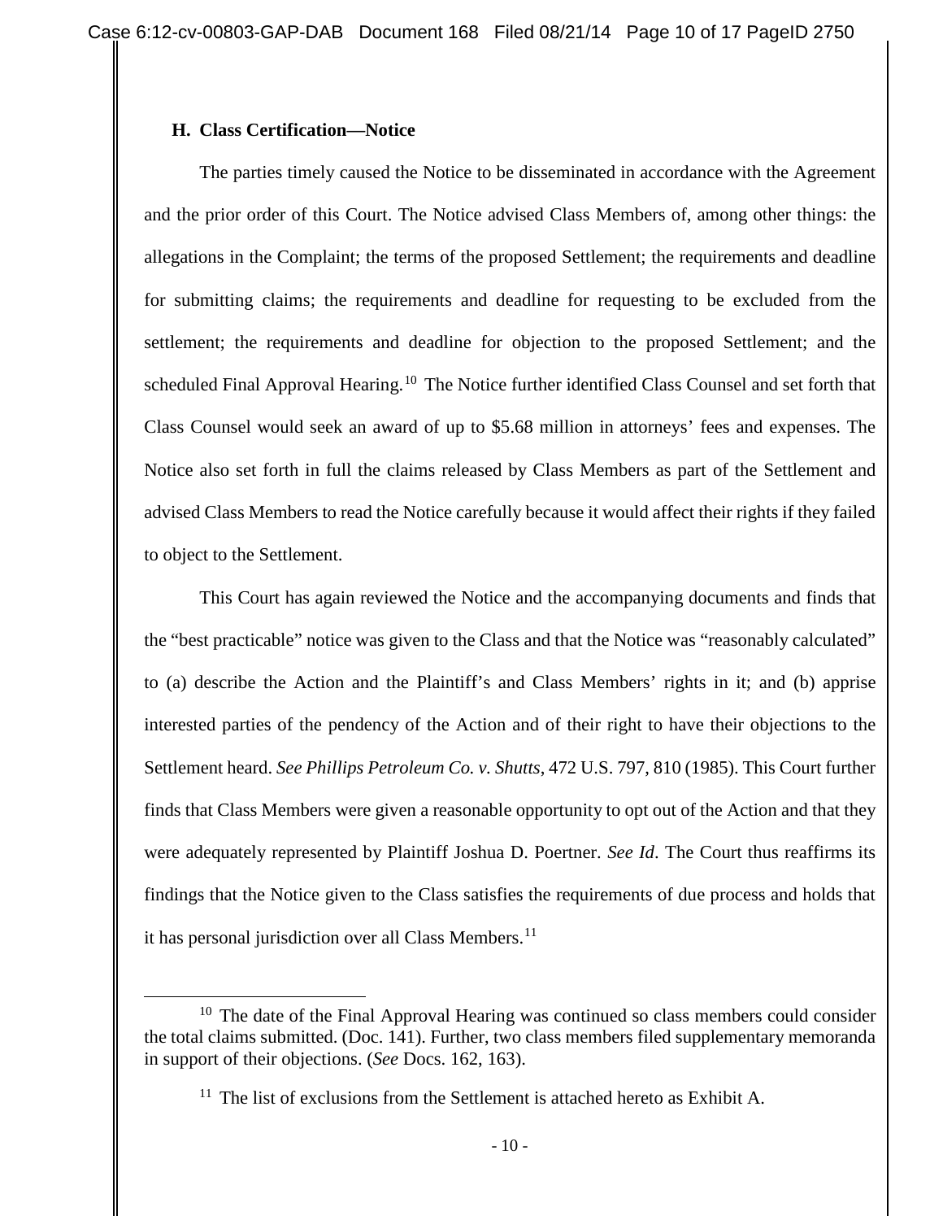### H. Class Certification—Notice

The parties timely caused the Notice to be disseminated in accordance with the Agreement and the prior order of this Court. The Notice advised Class Members of, among other things: the allegations in the Complaint; the terms of the proposed Settlement; the requirements and deadline for submitting claims; the requirements and deadline for requesting to be excluded from the settlement; the requirements and deadline for objection to the proposed Settlement; and the scheduled Final Approval Hearing.[10] The Notice further identified Class Counsel and set forth that Class Counsel would seek an award of up to $5.68 million in attorneys' fees and expenses. The Notice also set forth in full the claims released by Class Members as part of the Settlement and advised Class Members to read the Notice carefully because it would affect their rights if they failed to object to the Settlement.

This Court has again reviewed the Notice and the accompanying documents and finds that the "best practicable" notice was given to the Class and that the Notice was "reasonably calculated" to (a) describe the Action and the Plaintiff's and Class Members' rights in it; and (b) apprise interested parties of the pendency of the Action and of their right to have their objections to the Settlement heard. *See Phillips Petroleum Co. v. Shutts*, 472 U.S. 797, 810 (1985). This Court further finds that Class Members were given a reasonable opportunity to opt out of the Action and that they were adequately represented by Plaintiff Joshua D. Poertner. *See Id*. The Court thus reaffirms its findings that the Notice given to the Class satisfies the requirements of due process and holds that it has personal jurisdiction over all Class Members.[11]

---

[10] The date of the Final Approval Hearing was continued so class members could consider the total claims submitted. (Doc. 141). Further, two class members filed supplementary memoranda in support of their objections. (*See* Docs. 162, 163).

[11] The list of exclusions from the Settlement is attached hereto as Exhibit A.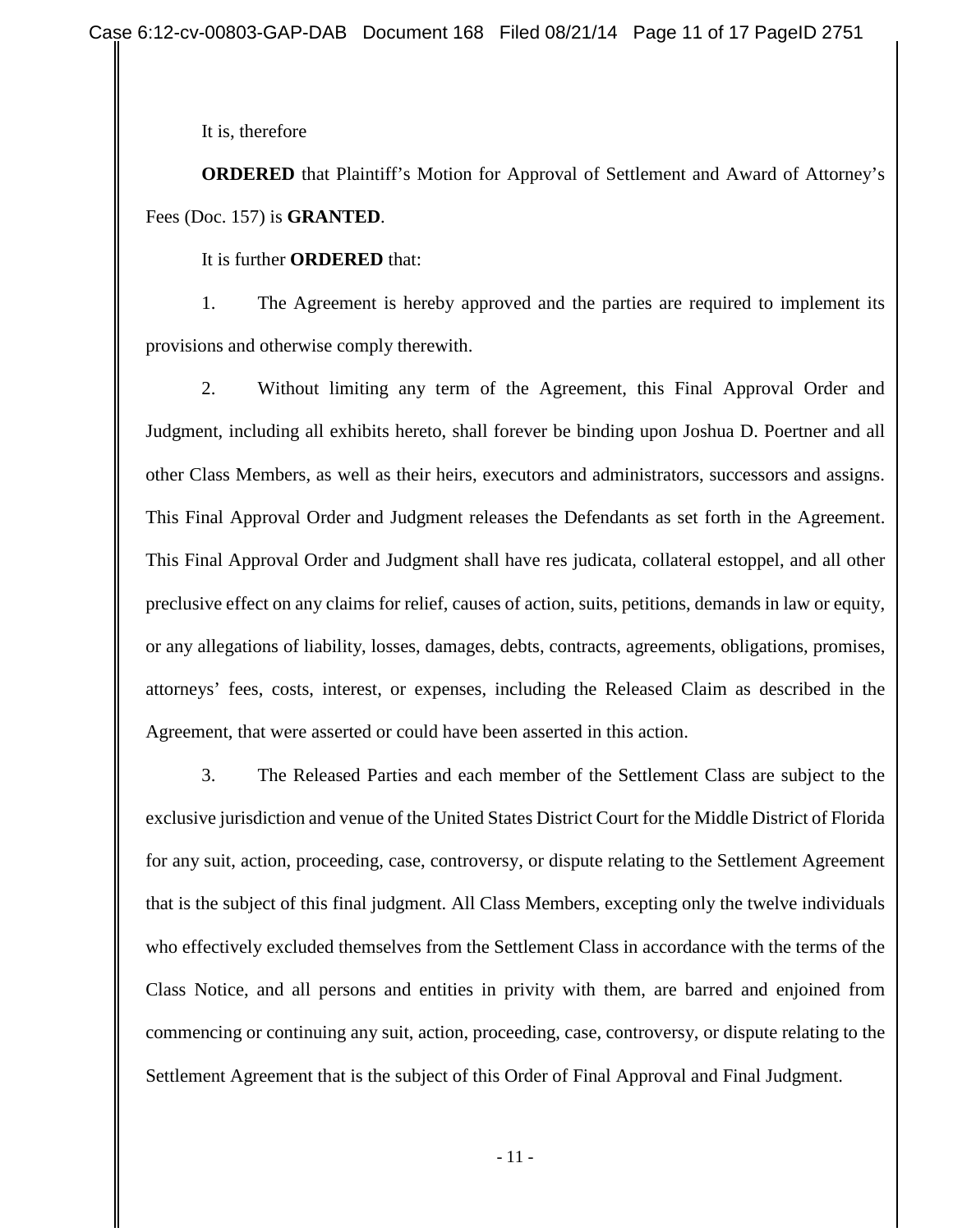It is, therefore

**ORDERED** that Plaintiff's Motion for Approval of Settlement and Award of Attorney's Fees (Doc. 157) is **GRANTED**.

It is further **ORDERED** that:

1. The Agreement is hereby approved and the parties are required to implement its provisions and otherwise comply therewith.

2. Without limiting any term of the Agreement, this Final Approval Order and Judgment, including all exhibits hereto, shall forever be binding upon Joshua D. Poertner and all other Class Members, as well as their heirs, executors and administrators, successors and assigns. This Final Approval Order and Judgment releases the Defendants as set forth in the Agreement. This Final Approval Order and Judgment shall have res judicata, collateral estoppel, and all other preclusive effect on any claims for relief, causes of action, suits, petitions, demands in law or equity, or any allegations of liability, losses, damages, debts, contracts, agreements, obligations, promises, attorneys' fees, costs, interest, or expenses, including the Released Claim as described in the Agreement, that were asserted or could have been asserted in this action.

3. The Released Parties and each member of the Settlement Class are subject to the exclusive jurisdiction and venue of the United States District Court for the Middle District of Florida for any suit, action, proceeding, case, controversy, or dispute relating to the Settlement Agreement that is the subject of this final judgment. All Class Members, excepting only the twelve individuals who effectively excluded themselves from the Settlement Class in accordance with the terms of the Class Notice, and all persons and entities in privity with them, are barred and enjoined from commencing or continuing any suit, action, proceeding, case, controversy, or dispute relating to the Settlement Agreement that is the subject of this Order of Final Approval and Final Judgment.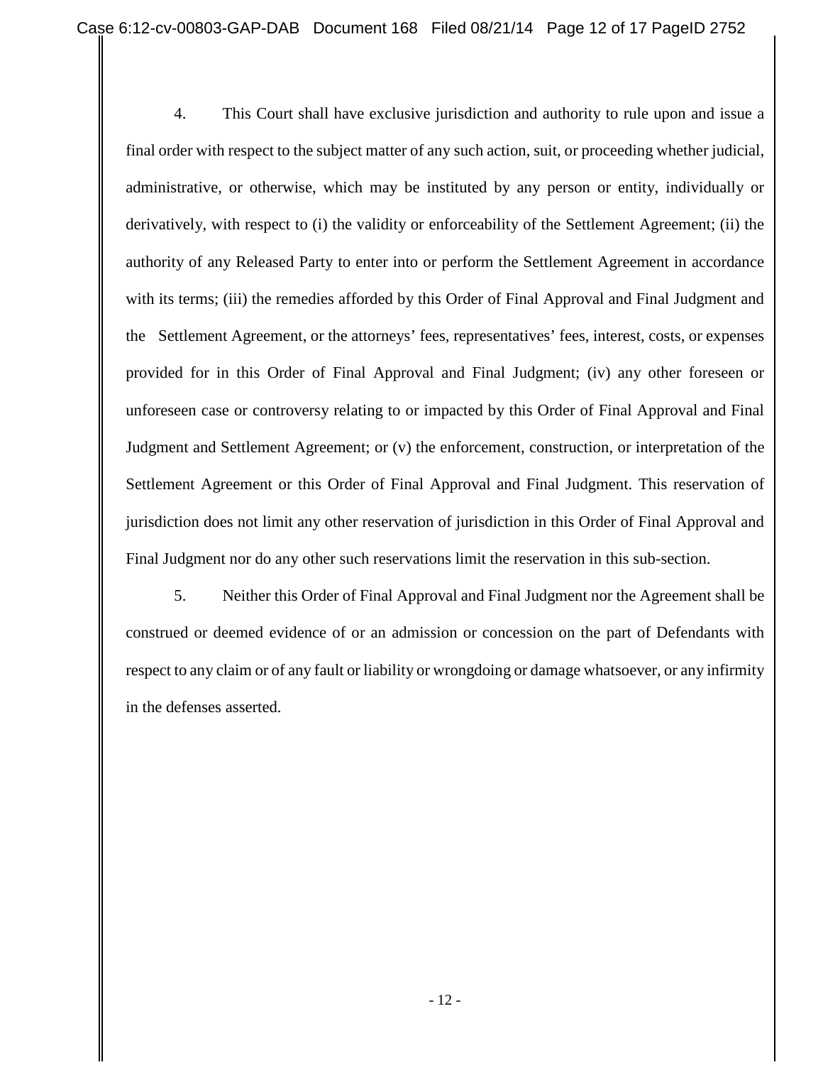4. This Court shall have exclusive jurisdiction and authority to rule upon and issue a final order with respect to the subject matter of any such action, suit, or proceeding whether judicial, administrative, or otherwise, which may be instituted by any person or entity, individually or derivatively, with respect to (i) the validity or enforceability of the Settlement Agreement; (ii) the authority of any Released Party to enter into or perform the Settlement Agreement in accordance with its terms; (iii) the remedies afforded by this Order of Final Approval and Final Judgment and the Settlement Agreement, or the attorneys' fees, representatives' fees, interest, costs, or expenses provided for in this Order of Final Approval and Final Judgment; (iv) any other foreseen or unforeseen case or controversy relating to or impacted by this Order of Final Approval and Final Judgment and Settlement Agreement; or (v) the enforcement, construction, or interpretation of the Settlement Agreement or this Order of Final Approval and Final Judgment. This reservation of jurisdiction does not limit any other reservation of jurisdiction in this Order of Final Approval and Final Judgment nor do any other such reservations limit the reservation in this sub-section.

5. Neither this Order of Final Approval and Final Judgment nor the Agreement shall be construed or deemed evidence of or an admission or concession on the part of Defendants with respect to any claim or of any fault or liability or wrongdoing or damage whatsoever, or any infirmity in the defenses asserted.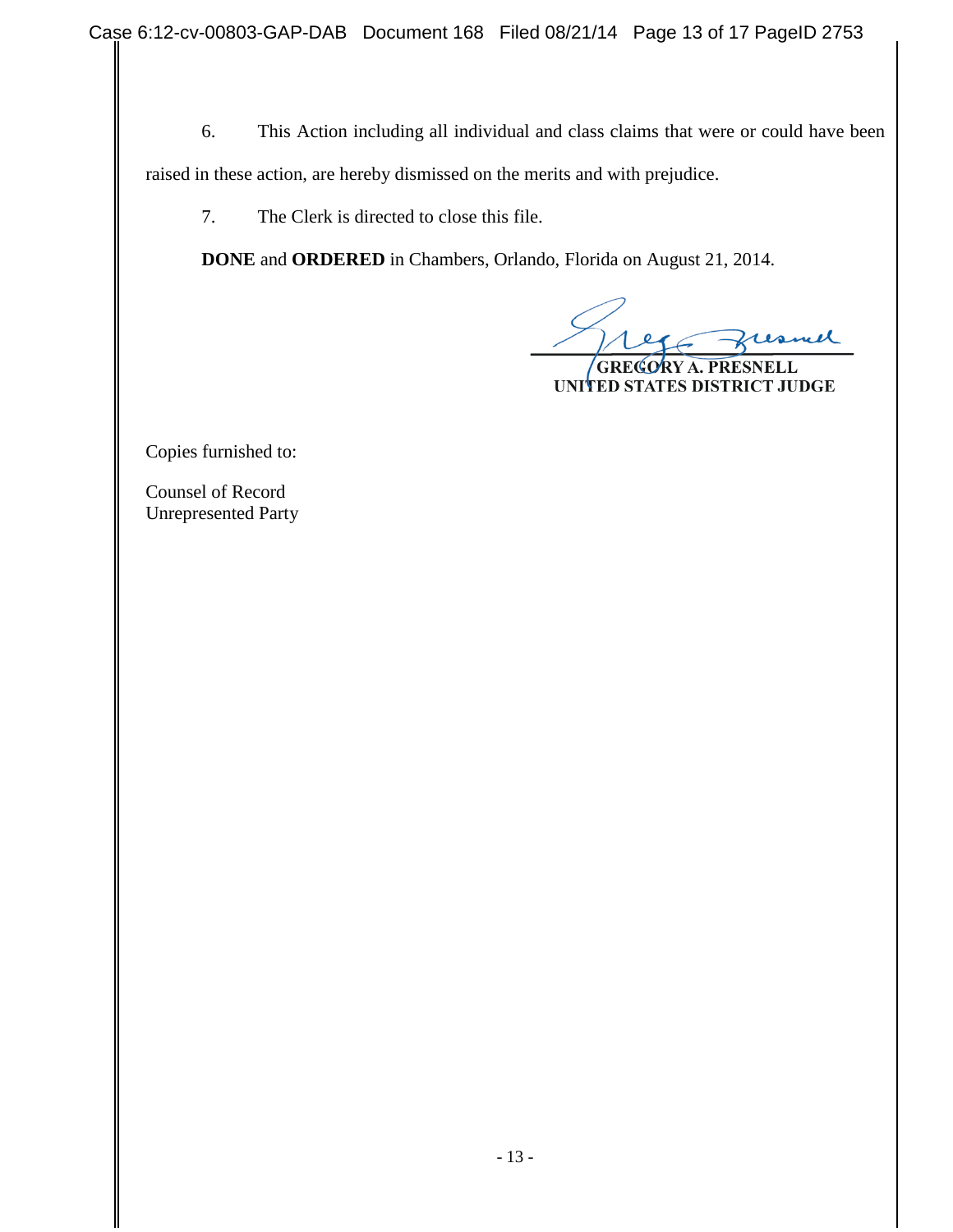6. This Action including all individual and class claims that were or could have been raised in these action, are hereby dismissed on the merits and with prejudice.

7. The Clerk is directed to close this file.

**DONE** and **ORDERED** in Chambers, Orlando, Florida on August 21, 2014.

**GREGORY A. PRESNELL**
**UNITED STATES DISTRICT JUDGE**

Copies furnished to:

Counsel of Record
Unrepresented Party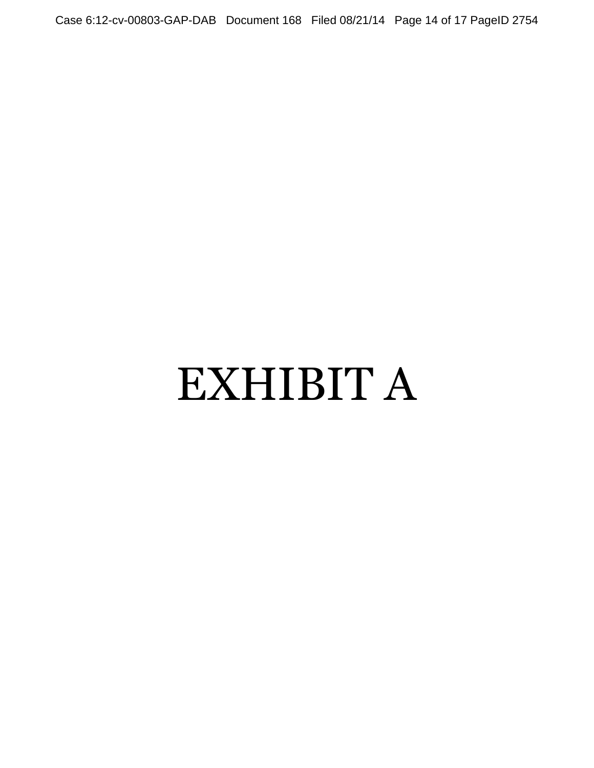# EXHIBIT A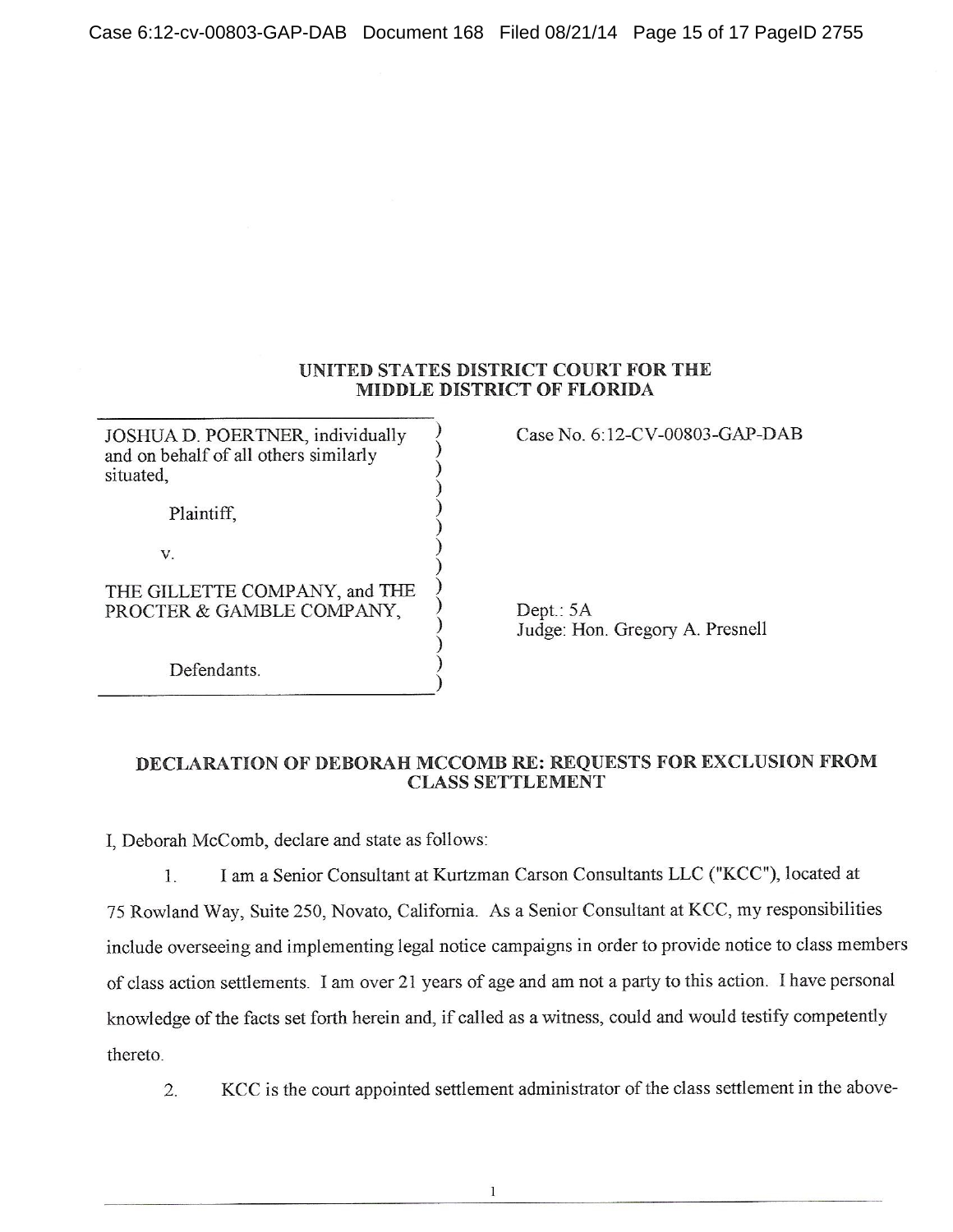UNITED STATES DISTRICT COURT FOR THE MIDDLE DISTRICT OF FLORIDA

| | |
|---|---|
| JOSHUA D. POERTNER, individually and on behalf of all others similarly situated,<br><br>Plaintiff,<br><br>v.<br><br>THE GILLETTE COMPANY, and THE PROCTER & GAMBLE COMPANY,<br><br>Defendants. | Case No. 6:12-CV-00803-GAP-DAB<br><br><br><br><br><br>Dept.: 5A<br>Judge: Hon. Gregory A. Presnell |

## DECLARATION OF DEBORAH MCCOMB RE: REQUESTS FOR EXCLUSION FROM CLASS SETTLEMENT

I, Deborah McComb, declare and state as follows:

1. I am a Senior Consultant at Kurtzman Carson Consultants LLC ("KCC"), located at 75 Rowland Way, Suite 250, Novato, California. As a Senior Consultant at KCC, my responsibilities include overseeing and implementing legal notice campaigns in order to provide notice to class members of class action settlements. I am over 21 years of age and am not a party to this action. I have personal knowledge of the facts set forth herein and, if called as a witness, could and would testify competently thereto.

2. KCC is the court appointed settlement administrator of the class settlement in the above-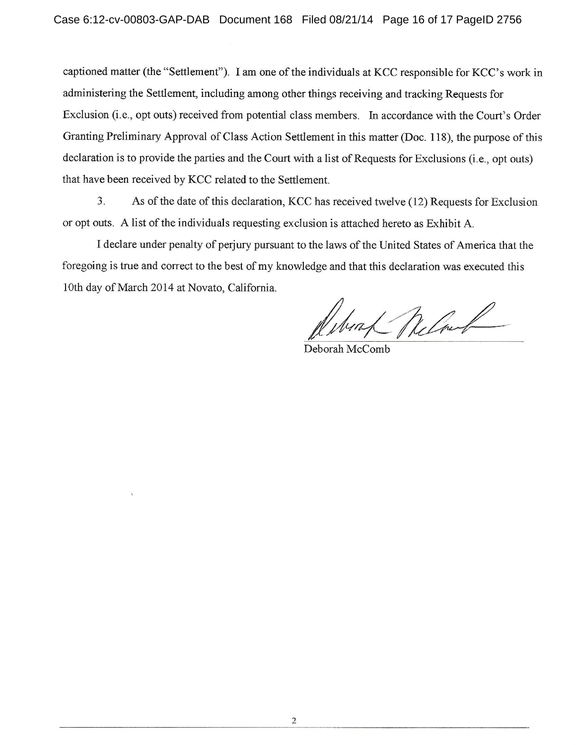captioned matter (the "Settlement"). I am one of the individuals at KCC responsible for KCC's work in administering the Settlement, including among other things receiving and tracking Requests for Exclusion (i.e., opt outs) received from potential class members. In accordance with the Court's Order Granting Preliminary Approval of Class Action Settlement in this matter (Doc. 118), the purpose of this declaration is to provide the parties and the Court with a list of Requests for Exclusions (i.e., opt outs) that have been received by KCC related to the Settlement.

3. As of the date of this declaration, KCC has received twelve (12) Requests for Exclusion or opt outs. A list of the individuals requesting exclusion is attached hereto as Exhibit A.

I declare under penalty of perjury pursuant to the laws of the United States of America that the foregoing is true and correct to the best of my knowledge and that this declaration was executed this 10th day of March 2014 at Novato, California.

Deborah McComb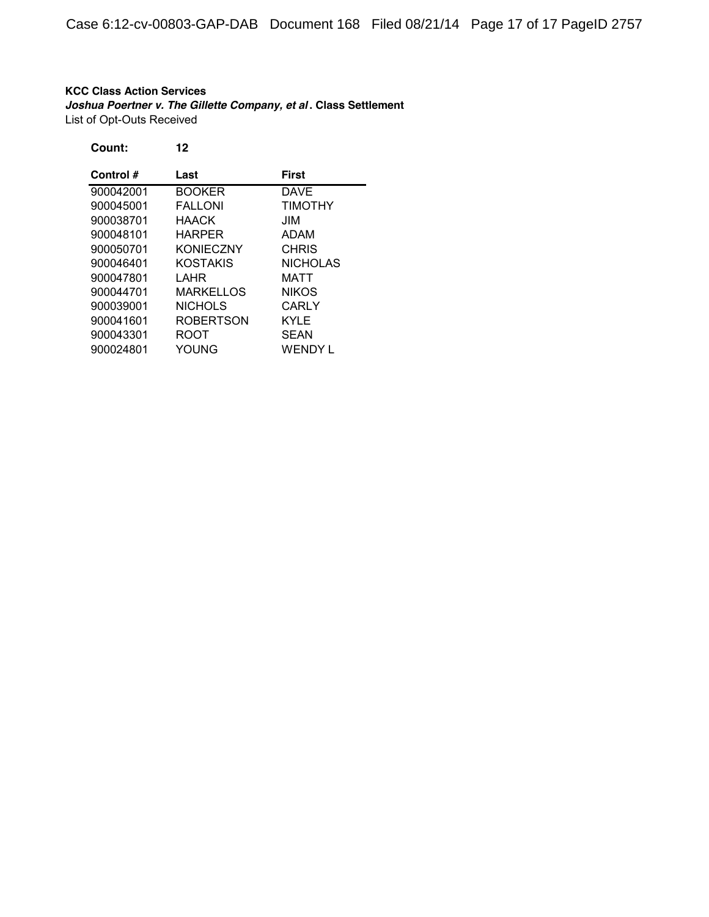**KCC Class Action Services**

***Joshua Poertner v. The Gillette Company, et al*. Class Settlement**

List of Opt-Outs Received

**Count:** **12**

| Control # | Last | First |
| --- | --- | --- |
| 900042001 | BOOKER | DAVE |
| 900045001 | FALLONI | TIMOTHY |
| 900038701 | HAACK | JIM |
| 900048101 | HARPER | ADAM |
| 900050701 | KONIECZNY | CHRIS |
| 900046401 | KOSTAKIS | NICHOLAS |
| 900047801 | LAHR | MATT |
| 900044701 | MARKELLOS | NIKOS |
| 900039001 | NICHOLS | CARLY |
| 900041601 | ROBERTSON | KYLE |
| 900043301 | ROOT | SEAN |
| 900024801 | YOUNG | WENDY L |